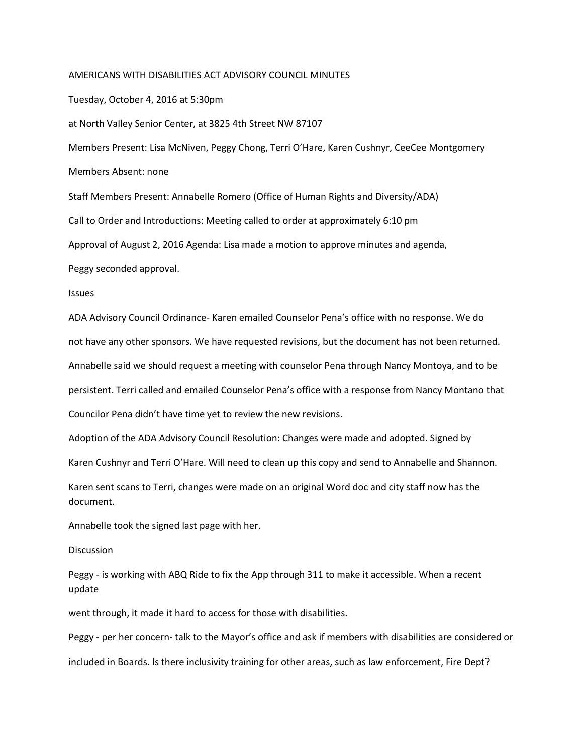# AMERICANS WITH DISABILITIES ACT ADVISORY COUNCIL MINUTES

Tuesday, October 4, 2016 at 5:30pm

at North Valley Senior Center, at 3825 4th Street NW 87107

Members Present: Lisa McNiven, Peggy Chong, Terri O'Hare, Karen Cushnyr, CeeCee Montgomery

Members Absent: none

Staff Members Present: Annabelle Romero (Office of Human Rights and Diversity/ADA)

Call to Order and Introductions: Meeting called to order at approximately 6:10 pm

Approval of August 2, 2016 Agenda: Lisa made a motion to approve minutes and agenda, Peggy seconded approval.

## Issues

ADA Advisory Council Ordinance- Karen emailed Counselor Pena's office with no response. We do not have any other sponsors. We have requested revisions, but the document has not been returned. Annabelle said we should request a meeting with counselor Pena through Nancy Montoya, and to be persistent. Terri called and emailed Counselor Pena's office with a response from Nancy Montano that Councilor Pena didn't have time yet to review the new revisions.

Adoption of the ADA Advisory Council Resolution: Changes were made and adopted. Signed by Karen Cushnyr and Terri O'Hare. Will need to clean up this copy and send to Annabelle and Shannon.

Karen sent scans to Terri, changes were made on an original Word doc and city staff now has the document.

Annabelle took the signed last page with her.

## Discussion

Peggy - is working with ABQ Ride to fix the App through 311 to make it accessible. When a recent update went through, it made it hard to access for those with disabilities.

Peggy - per her concern- talk to the Mayor's office and ask if members with disabilities are considered or included in Boards. Is there inclusivity training for other areas, such as law enforcement, Fire Dept?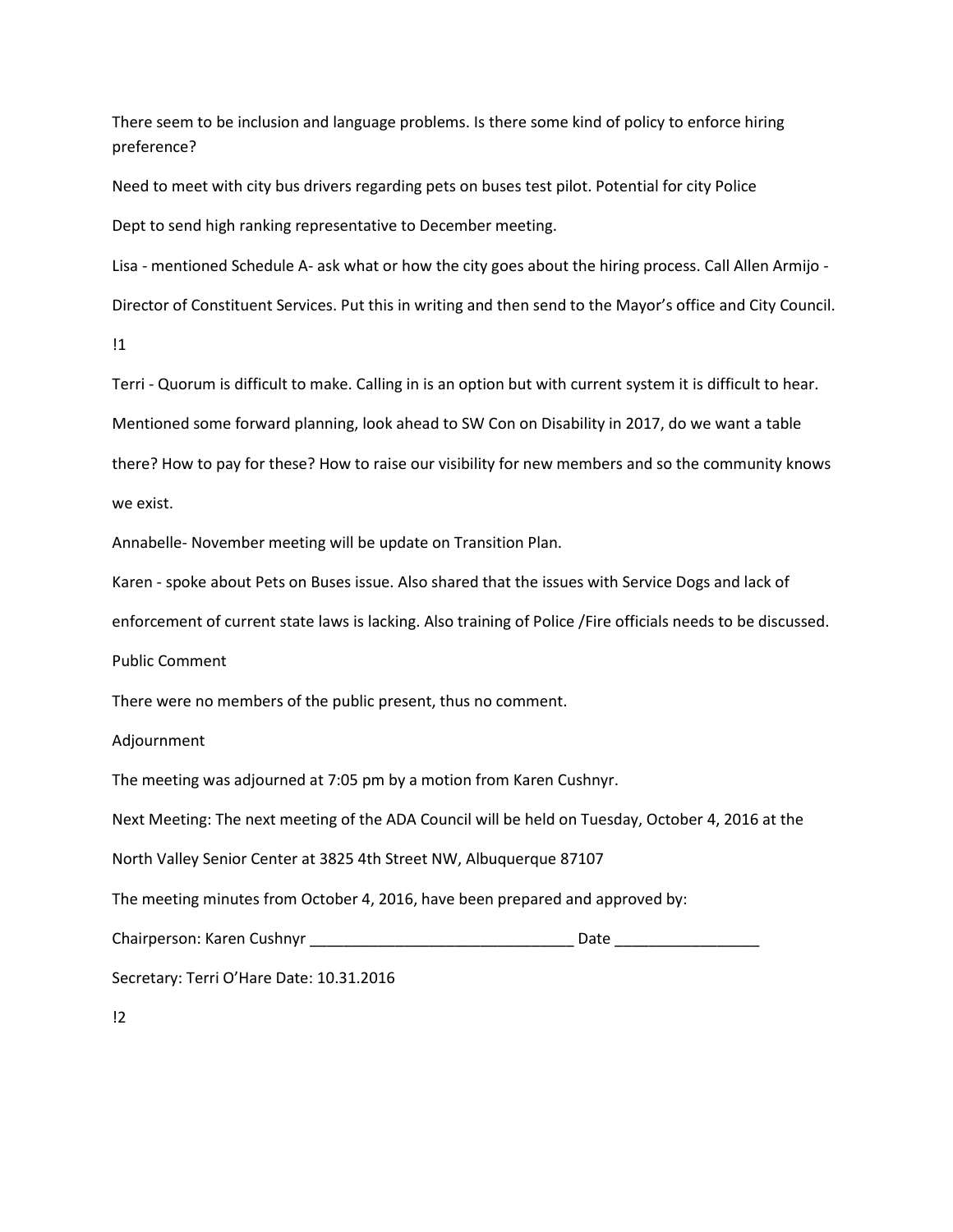There seem to be inclusion and language problems. Is there some kind of policy to enforce hiring preference?

Need to meet with city bus drivers regarding pets on buses test pilot. Potential for city Police Dept to send high ranking representative to December meeting.

Lisa - mentioned Schedule A- ask what or how the city goes about the hiring process. Call Allen Armijo - Director of Constituent Services. Put this in writing and then send to the Mayor's office and City Council.

Terri - Quorum is difficult to make. Calling in is an option but with current system it is difficult to hear. Mentioned some forward planning, look ahead to SW Con on Disability in 2017, do we want a table there? How to pay for these? How to raise our visibility for new members and so the community knows we exist.

Annabelle- November meeting will be update on Transition Plan.

Karen - spoke about Pets on Buses issue. Also shared that the issues with Service Dogs and lack of enforcement of current state laws is lacking. Also training of Police /Fire officials needs to be discussed.

Public Comment

There were no members of the public present, thus no comment.

Adjournment

The meeting was adjourned at 7:05 pm by a motion from Karen Cushnyr.

Next Meeting: The next meeting of the ADA Council will be held on Tuesday, October 4, 2016 at the North Valley Senior Center at 3825 4th Street NW, Albuquerque 87107

The meeting minutes from October 4, 2016, have been prepared and approved by:

Chairperson: Karen Cushnyr _______________________________ Date _________________

Secretary: Terri O'Hare Date: 10.31.2016